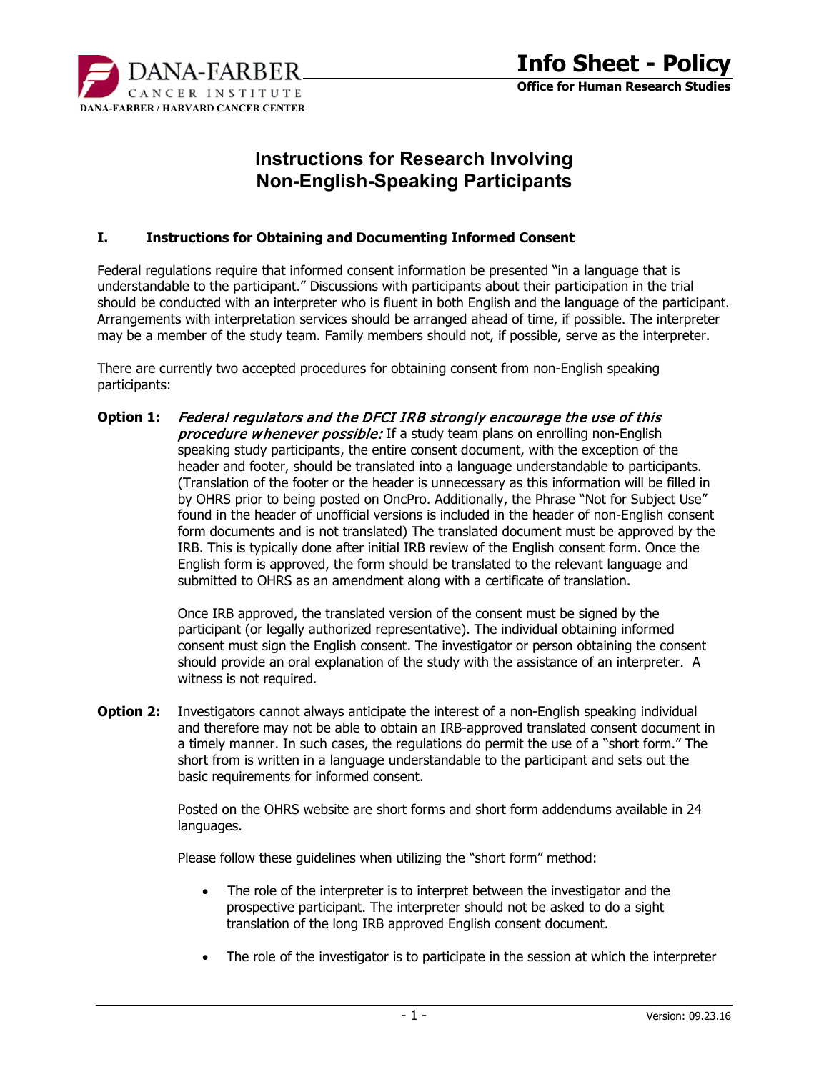# Instructions for Research Involving Non-English-Speaking Participants

## I. Instructions for Obtaining and Documenting Informed Consent

Federal regulations require that informed consent information be presented "in a language that is understandable to the participant." Discussions with participants about their participation in the trial should be conducted with an interpreter who is fluent in both English and the language of the participant. Arrangements with interpretation services should be arranged ahead of time, if possible. The interpreter may be a member of the study team. Family members should not, if possible, serve as the interpreter.

There are currently two accepted procedures for obtaining consent from non-English speaking participants:

**Option 1:** ***Federal regulators and the DFCI IRB strongly encourage the use of this procedure whenever possible:*** If a study team plans on enrolling non-English speaking study participants, the entire consent document, with the exception of the header and footer, should be translated into a language understandable to participants. (Translation of the footer or the header is unnecessary as this information will be filled in by OHRS prior to being posted on OncPro. Additionally, the Phrase "Not for Subject Use" found in the header of unofficial versions is included in the header of non-English consent form documents and is not translated) The translated document must be approved by the IRB. This is typically done after initial IRB review of the English consent form. Once the English form is approved, the form should be translated to the relevant language and submitted to OHRS as an amendment along with a certificate of translation.

Once IRB approved, the translated version of the consent must be signed by the participant (or legally authorized representative). The individual obtaining informed consent must sign the English consent. The investigator or person obtaining the consent should provide an oral explanation of the study with the assistance of an interpreter. A witness is not required.

**Option 2:** Investigators cannot always anticipate the interest of a non-English speaking individual and therefore may not be able to obtain an IRB-approved translated consent document in a timely manner. In such cases, the regulations do permit the use of a "short form." The short from is written in a language understandable to the participant and sets out the basic requirements for informed consent.

Posted on the OHRS website are short forms and short form addendums available in 24 languages.

Please follow these guidelines when utilizing the "short form" method:

- The role of the interpreter is to interpret between the investigator and the prospective participant. The interpreter should not be asked to do a sight translation of the long IRB approved English consent document.
- The role of the investigator is to participate in the session at which the interpreter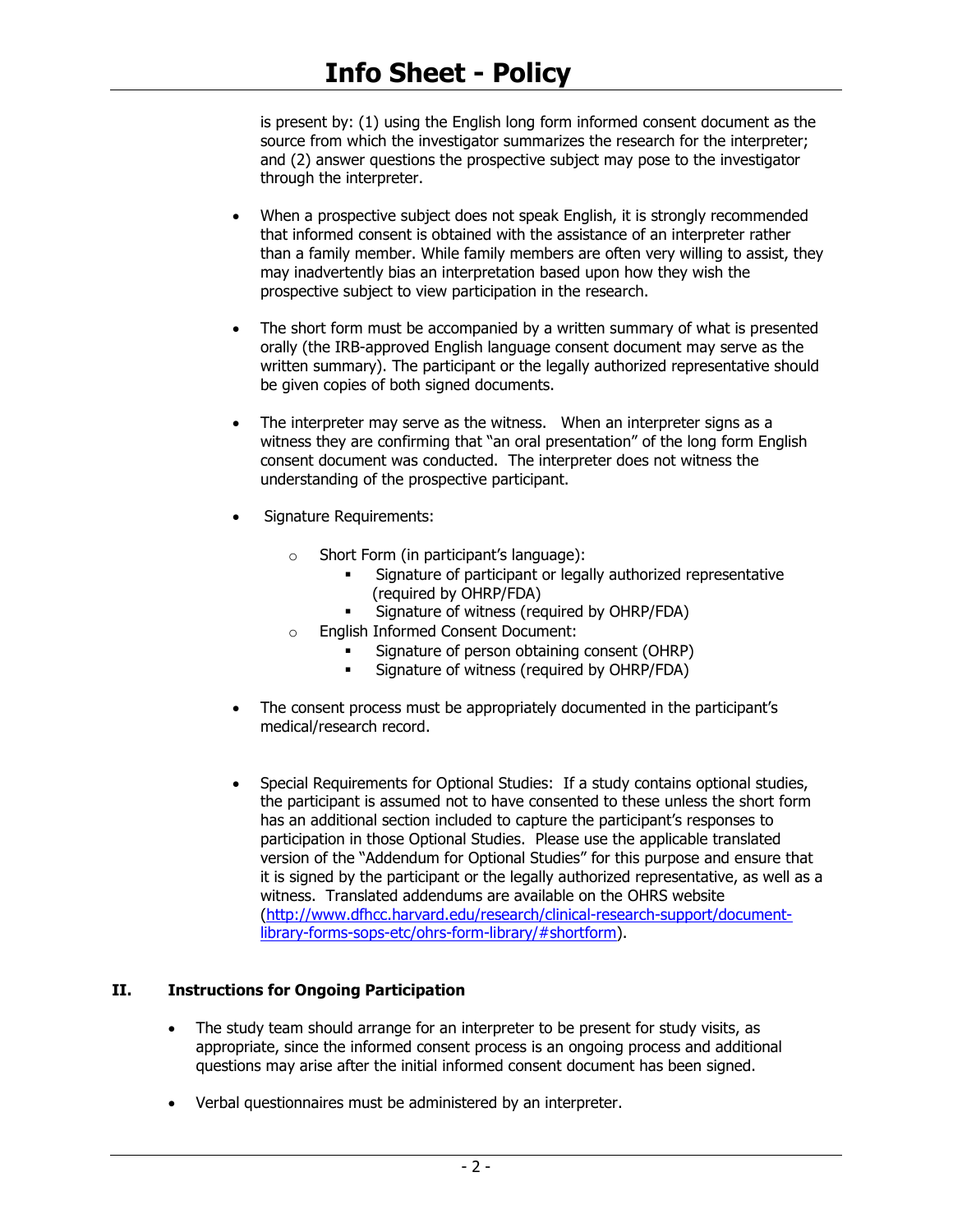is present by: (1) using the English long form informed consent document as the source from which the investigator summarizes the research for the interpreter; and (2) answer questions the prospective subject may pose to the investigator through the interpreter.

- When a prospective subject does not speak English, it is strongly recommended that informed consent is obtained with the assistance of an interpreter rather than a family member. While family members are often very willing to assist, they may inadvertently bias an interpretation based upon how they wish the prospective subject to view participation in the research.

- The short form must be accompanied by a written summary of what is presented orally (the IRB-approved English language consent document may serve as the written summary). The participant or the legally authorized representative should be given copies of both signed documents.

- The interpreter may serve as the witness. When an interpreter signs as a witness they are confirming that "an oral presentation" of the long form English consent document was conducted. The interpreter does not witness the understanding of the prospective participant.

- Signature Requirements:

  - Short Form (in participant's language):
    - Signature of participant or legally authorized representative (required by OHRP/FDA)
    - Signature of witness (required by OHRP/FDA)
  - English Informed Consent Document:
    - Signature of person obtaining consent (OHRP)
    - Signature of witness (required by OHRP/FDA)

- The consent process must be appropriately documented in the participant's medical/research record.

- Special Requirements for Optional Studies: If a study contains optional studies, the participant is assumed not to have consented to these unless the short form has an additional section included to capture the participant's responses to participation in those Optional Studies. Please use the applicable translated version of the "Addendum for Optional Studies" for this purpose and ensure that it is signed by the participant or the legally authorized representative, as well as a witness. Translated addendums are available on the OHRS website (http://www.dfhcc.harvard.edu/research/clinical-research-support/document-library-forms-sops-etc/ohrs-form-library/#shortform).

## II. Instructions for Ongoing Participation

- The study team should arrange for an interpreter to be present for study visits, as appropriate, since the informed consent process is an ongoing process and additional questions may arise after the initial informed consent document has been signed.

- Verbal questionnaires must be administered by an interpreter.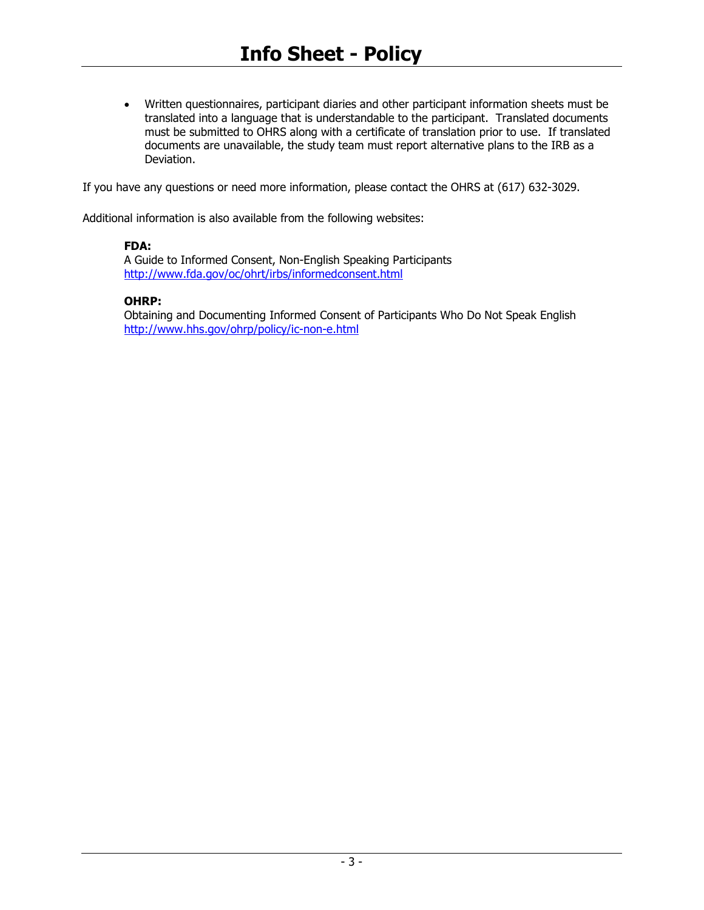- Written questionnaires, participant diaries and other participant information sheets must be translated into a language that is understandable to the participant. Translated documents must be submitted to OHRS along with a certificate of translation prior to use. If translated documents are unavailable, the study team must report alternative plans to the IRB as a Deviation.

If you have any questions or need more information, please contact the OHRS at (617) 632-3029.

Additional information is also available from the following websites:

**FDA:**
A Guide to Informed Consent, Non-English Speaking Participants
http://www.fda.gov/oc/ohrt/irbs/informedconsent.html

**OHRP:**
Obtaining and Documenting Informed Consent of Participants Who Do Not Speak English
http://www.hhs.gov/ohrp/policy/ic-non-e.html